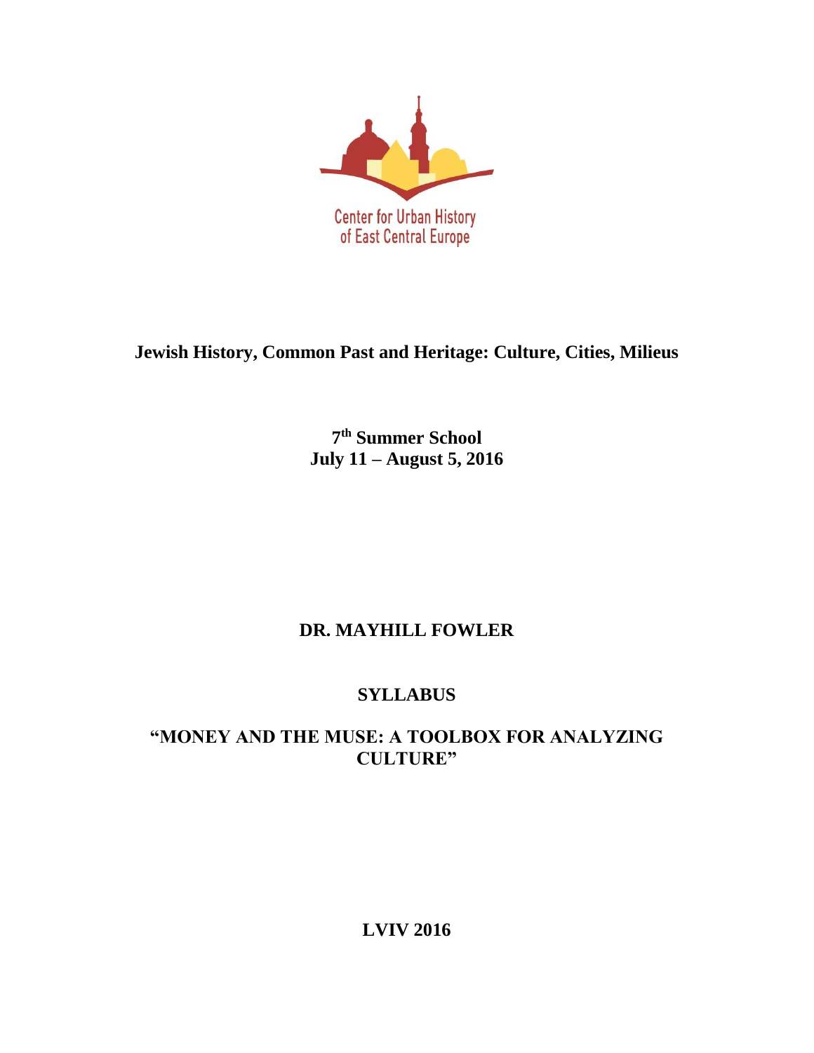Center for Urban History of East Central Europe

**Jewish History, Common Past and Heritage: Culture, Cities, Milieus**

**7th Summer School**
**July 11 – August 5, 2016**

**DR. MAYHILL FOWLER**

**SYLLABUS**

**"MONEY AND THE MUSE: A TOOLBOX FOR ANALYZING CULTURE"**

**LVIV 2016**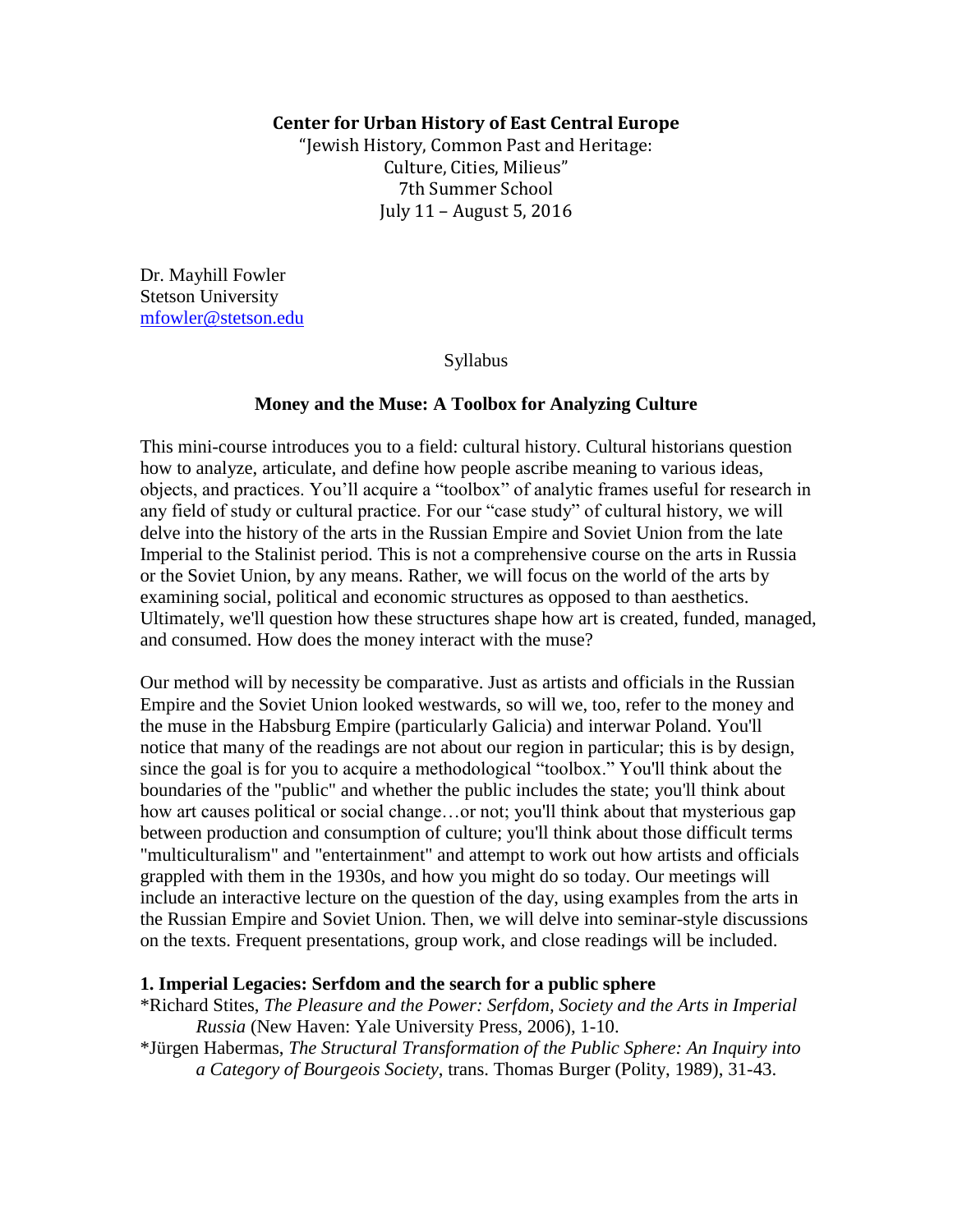**Center for Urban History of East Central Europe**

"Jewish History, Common Past and Heritage:
Culture, Cities, Milieus"
7th Summer School
July 11 – August 5, 2016

Dr. Mayhill Fowler
Stetson University
mfowler@stetson.edu

Syllabus

**Money and the Muse: A Toolbox for Analyzing Culture**

This mini-course introduces you to a field: cultural history. Cultural historians question how to analyze, articulate, and define how people ascribe meaning to various ideas, objects, and practices. You'll acquire a "toolbox" of analytic frames useful for research in any field of study or cultural practice. For our "case study" of cultural history, we will delve into the history of the arts in the Russian Empire and Soviet Union from the late Imperial to the Stalinist period. This is not a comprehensive course on the arts in Russia or the Soviet Union, by any means. Rather, we will focus on the world of the arts by examining social, political and economic structures as opposed to than aesthetics. Ultimately, we'll question how these structures shape how art is created, funded, managed, and consumed. How does the money interact with the muse?

Our method will by necessity be comparative. Just as artists and officials in the Russian Empire and the Soviet Union looked westwards, so will we, too, refer to the money and the muse in the Habsburg Empire (particularly Galicia) and interwar Poland. You'll notice that many of the readings are not about our region in particular; this is by design, since the goal is for you to acquire a methodological "toolbox." You'll think about the boundaries of the "public" and whether the public includes the state; you'll think about how art causes political or social change…or not; you'll think about that mysterious gap between production and consumption of culture; you'll think about those difficult terms "multiculturalism" and "entertainment" and attempt to work out how artists and officials grappled with them in the 1930s, and how you might do so today. Our meetings will include an interactive lecture on the question of the day, using examples from the arts in the Russian Empire and Soviet Union. Then, we will delve into seminar-style discussions on the texts. Frequent presentations, group work, and close readings will be included.

**1. Imperial Legacies: Serfdom and the search for a public sphere**

*Richard Stites, *The Pleasure and the Power: Serfdom, Society and the Arts in Imperial Russia* (New Haven: Yale University Press, 2006), 1-10.

*Jürgen Habermas, *The Structural Transformation of the Public Sphere: An Inquiry into a Category of Bourgeois Society*, trans. Thomas Burger (Polity, 1989), 31-43.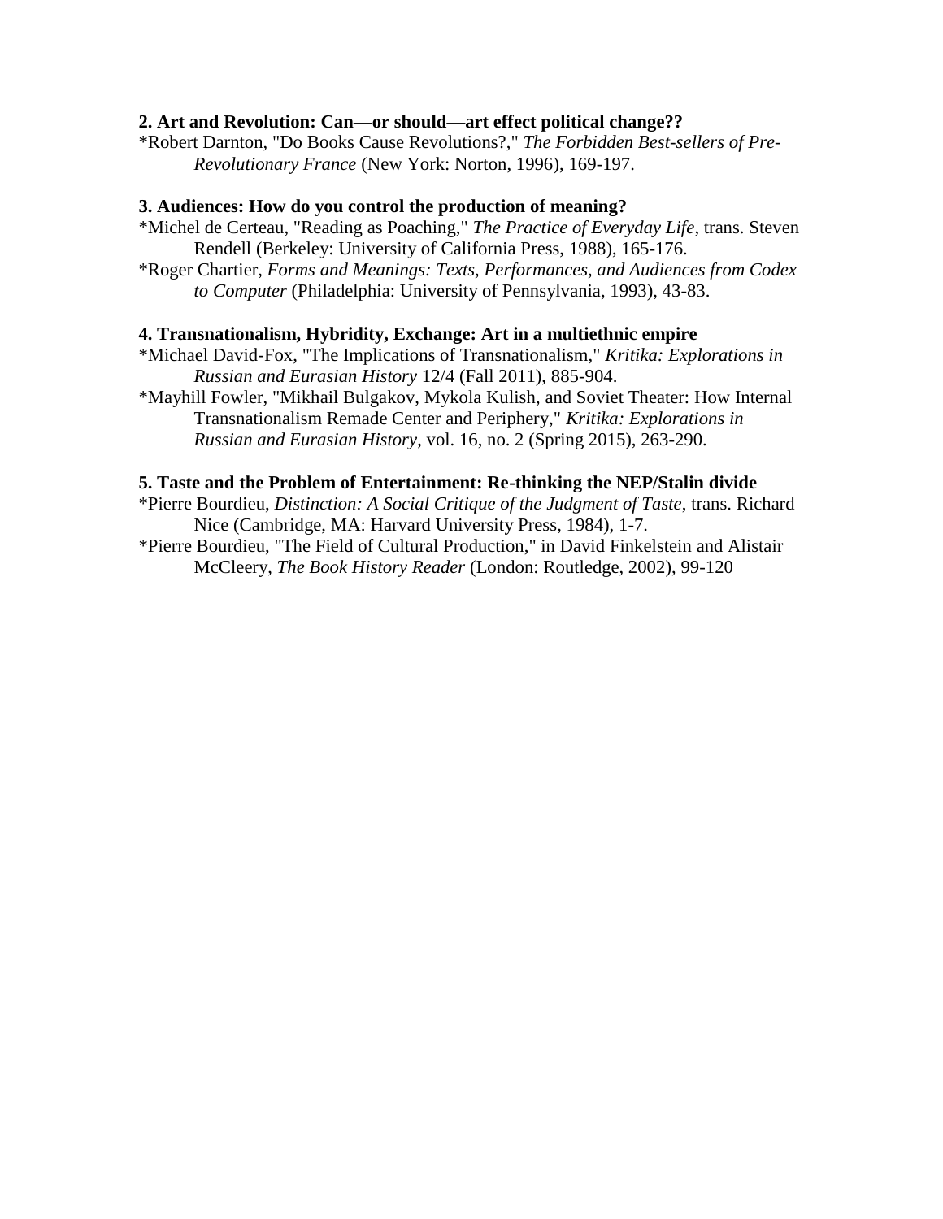**2. Art and Revolution: Can—or should—art effect political change??**

*Robert Darnton, "Do Books Cause Revolutions?," *The Forbidden Best-sellers of Pre-Revolutionary France* (New York: Norton, 1996), 169-197.

**3. Audiences: How do you control the production of meaning?**

*Michel de Certeau, "Reading as Poaching," *The Practice of Everyday Life*, trans. Steven Rendell (Berkeley: University of California Press, 1988), 165-176.

*Roger Chartier, *Forms and Meanings: Texts, Performances, and Audiences from Codex to Computer* (Philadelphia: University of Pennsylvania, 1993), 43-83.

**4. Transnationalism, Hybridity, Exchange: Art in a multiethnic empire**

*Michael David-Fox, "The Implications of Transnationalism," *Kritika: Explorations in Russian and Eurasian History* 12/4 (Fall 2011), 885-904.

*Mayhill Fowler, "Mikhail Bulgakov, Mykola Kulish, and Soviet Theater: How Internal Transnationalism Remade Center and Periphery," *Kritika: Explorations in Russian and Eurasian History*, vol. 16, no. 2 (Spring 2015), 263-290.

**5. Taste and the Problem of Entertainment: Re-thinking the NEP/Stalin divide**

*Pierre Bourdieu, *Distinction: A Social Critique of the Judgment of Taste*, trans. Richard Nice (Cambridge, MA: Harvard University Press, 1984), 1-7.

*Pierre Bourdieu, "The Field of Cultural Production," in David Finkelstein and Alistair McCleery, *The Book History Reader* (London: Routledge, 2002), 99-120